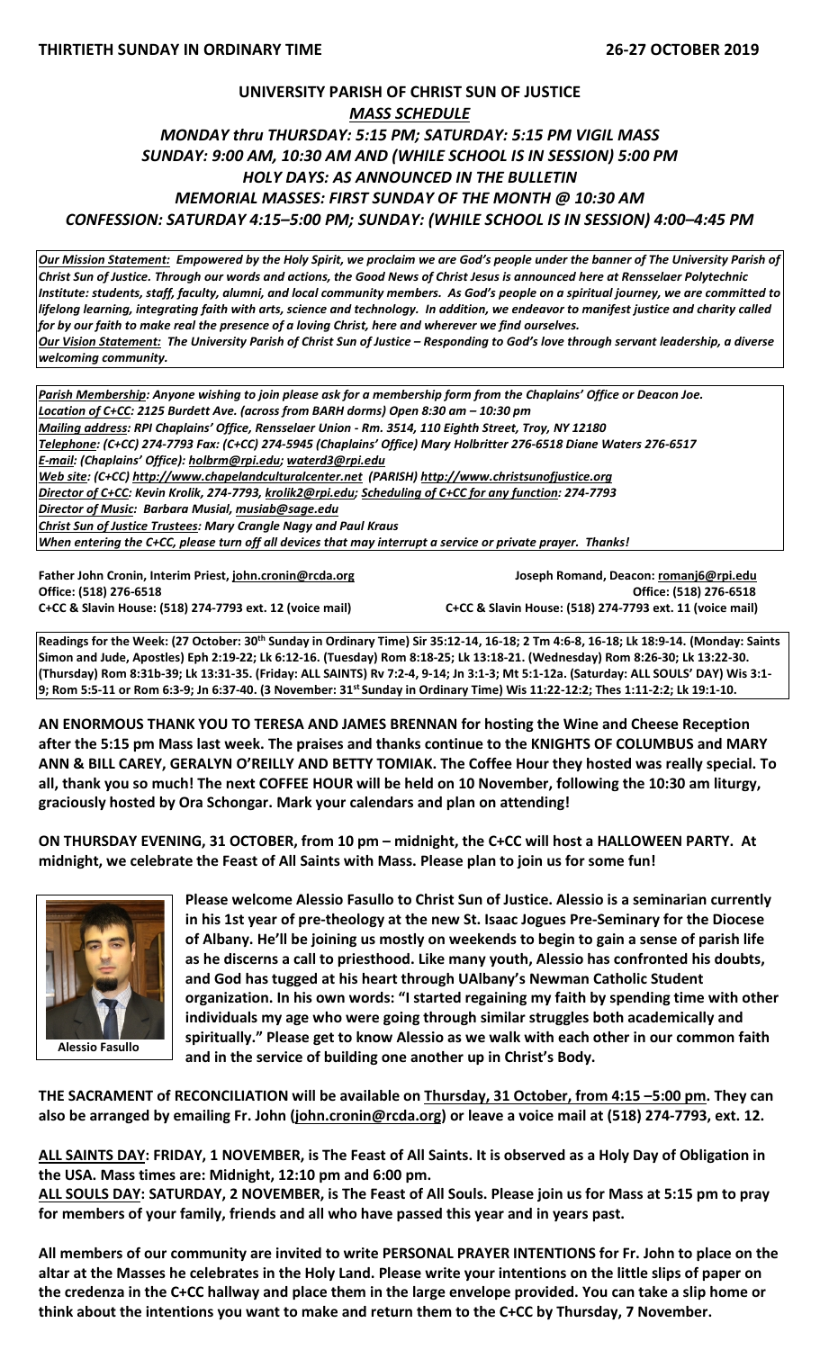**THIRTIETH SUNDAY IN ORDINARY TIME** **26-27 OCTOBER 2019**

# UNIVERSITY PARISH OF CHRIST SUN OF JUSTICE

## *MASS SCHEDULE*

***MONDAY thru THURSDAY: 5:15 PM; SATURDAY: 5:15 PM VIGIL MASS***
***SUNDAY: 9:00 AM, 10:30 AM AND (WHILE SCHOOL IS IN SESSION) 5:00 PM***
***HOLY DAYS: AS ANNOUNCED IN THE BULLETIN***
***MEMORIAL MASSES: FIRST SUNDAY OF THE MONTH @ 10:30 AM***
***CONFESSION: SATURDAY 4:15–5:00 PM; SUNDAY: (WHILE SCHOOL IS IN SESSION) 4:00–4:45 PM***

***Our Mission Statement:** Empowered by the Holy Spirit, we proclaim we are God's people under the banner of The University Parish of Christ Sun of Justice. Through our words and actions, the Good News of Christ Jesus is announced here at Rensselaer Polytechnic Institute: students, staff, faculty, alumni, and local community members. As God's people on a spiritual journey, we are committed to lifelong learning, integrating faith with arts, science and technology. In addition, we endeavor to manifest justice and charity called for by our faith to make real the presence of a loving Christ, here and wherever we find ourselves.*
***Our Vision Statement:** The University Parish of Christ Sun of Justice – Responding to God's love through servant leadership, a diverse welcoming community.*

***Parish Membership:** Anyone wishing to join please ask for a membership form from the Chaplains' Office or Deacon Joe.*
***Location of C+CC:** 2125 Burdett Ave. (across from BARH dorms) Open 8:30 am – 10:30 pm*
***Mailing address:** RPI Chaplains' Office, Rensselaer Union - Rm. 3514, 110 Eighth Street, Troy, NY 12180*
***Telephone:** (C+CC) 274-7793 Fax: (C+CC) 274-5945 (Chaplains' Office) Mary Holbritter 276-6518 Diane Waters 276-6517*
***E-mail:** (Chaplains' Office): holbrm@rpi.edu; waterd3@rpi.edu*
***Web site:** (C+CC) http://www.chapelandculturalcenter.net (PARISH) http://www.christsunofjustice.org*
***Director of C+CC:** Kevin Krolik, 274-7793, krolik2@rpi.edu; **Scheduling of C+CC for any function:** 274-7793*
***Director of Music:** Barbara Musial, musiab@sage.edu*
***Christ Sun of Justice Trustees:** Mary Crangle Nagy and Paul Kraus*
***When entering the C+CC, please turn off all devices that may interrupt a service or private prayer. Thanks!***

**Father John Cronin, Interim Priest, john.cronin@rcda.org**
**Office: (518) 276-6518**
**C+CC & Slavin House: (518) 274-7793 ext. 12 (voice mail)**

**Joseph Romand, Deacon: romanj6@rpi.edu**
**Office: (518) 276-6518**
**C+CC & Slavin House: (518) 274-7793 ext. 11 (voice mail)**

**Readings for the Week: (27 October: 30th Sunday in Ordinary Time) Sir 35:12-14, 16-18; 2 Tm 4:6-8, 16-18; Lk 18:9-14. (Monday: Saints Simon and Jude, Apostles) Eph 2:19-22; Lk 6:12-16. (Tuesday) Rom 8:18-25; Lk 13:18-21. (Wednesday) Rom 8:26-30; Lk 13:22-30. (Thursday) Rom 8:31b-39; Lk 13:31-35. (Friday: ALL SAINTS) Rv 7:2-4, 9-14; Jn 3:1-3; Mt 5:1-12a. (Saturday: ALL SOULS' DAY) Wis 3:1-9; Rom 5:5-11 or Rom 6:3-9; Jn 6:37-40. (3 November: 31st Sunday in Ordinary Time) Wis 11:22-12:2; Thes 1:11-2:2; Lk 19:1-10.**

**AN ENORMOUS THANK YOU TO TERESA AND JAMES BRENNAN for hosting the Wine and Cheese Reception after the 5:15 pm Mass last week. The praises and thanks continue to the KNIGHTS OF COLUMBUS and MARY ANN & BILL CAREY, GERALYN O'REILLY AND BETTY TOMIAK. The Coffee Hour they hosted was really special. To all, thank you so much! The next COFFEE HOUR will be held on 10 November, following the 10:30 am liturgy, graciously hosted by Ora Schongar. Mark your calendars and plan on attending!**

**ON THURSDAY EVENING, 31 OCTOBER, from 10 pm – midnight, the C+CC will host a HALLOWEEN PARTY. At midnight, we celebrate the Feast of All Saints with Mass. Please plan to join us for some fun!**

**Alessio Fasullo**

**Please welcome Alessio Fasullo to Christ Sun of Justice. Alessio is a seminarian currently in his 1st year of pre-theology at the new St. Isaac Jogues Pre-Seminary for the Diocese of Albany. He'll be joining us mostly on weekends to begin to gain a sense of parish life as he discerns a call to priesthood. Like many youth, Alessio has confronted his doubts, and God has tugged at his heart through UAlbany's Newman Catholic Student organization. In his own words: "I started regaining my faith by spending time with other individuals my age who were going through similar struggles both academically and spiritually." Please get to know Alessio as we walk with each other in our common faith and in the service of building one another up in Christ's Body.**

**THE SACRAMENT of RECONCILIATION will be available on Thursday, 31 October, from 4:15 –5:00 pm. They can also be arranged by emailing Fr. John (john.cronin@rcda.org) or leave a voice mail at (518) 274-7793, ext. 12.**

**ALL SAINTS DAY: FRIDAY, 1 NOVEMBER, is The Feast of All Saints. It is observed as a Holy Day of Obligation in the USA. Mass times are: Midnight, 12:10 pm and 6:00 pm.**
**ALL SOULS DAY: SATURDAY, 2 NOVEMBER, is The Feast of All Souls. Please join us for Mass at 5:15 pm to pray for members of your family, friends and all who have passed this year and in years past.**

**All members of our community are invited to write PERSONAL PRAYER INTENTIONS for Fr. John to place on the altar at the Masses he celebrates in the Holy Land. Please write your intentions on the little slips of paper on the credenza in the C+CC hallway and place them in the large envelope provided. You can take a slip home or think about the intentions you want to make and return them to the C+CC by Thursday, 7 November.**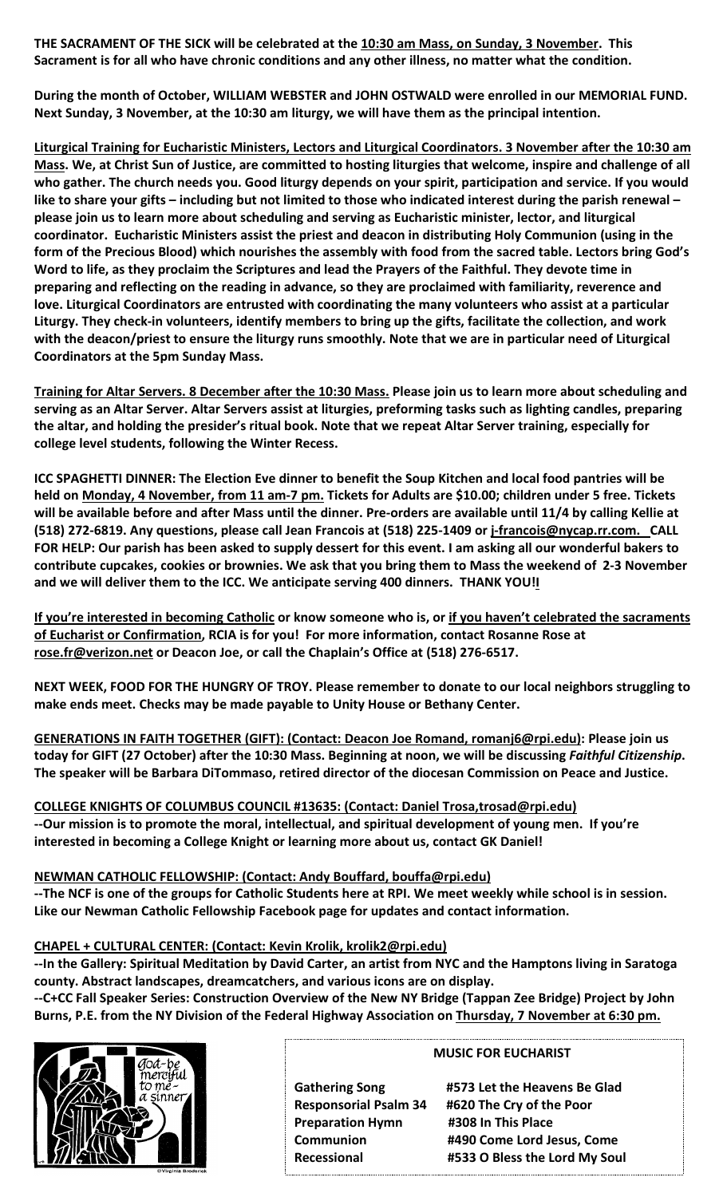**THE SACRAMENT OF THE SICK will be celebrated at the <u>10:30 am Mass, on Sunday, 3 November</u>. This Sacrament is for all who have chronic conditions and any other illness, no matter what the condition.**

**During the month of October, WILLIAM WEBSTER and JOHN OSTWALD were enrolled in our MEMORIAL FUND. Next Sunday, 3 November, at the 10:30 am liturgy, we will have them as the principal intention.**

**<u>Liturgical Training for Eucharistic Ministers, Lectors and Liturgical Coordinators. 3 November after the 10:30 am Mass</u>. We, at Christ Sun of Justice, are committed to hosting liturgies that welcome, inspire and challenge of all who gather. The church needs you. Good liturgy depends on your spirit, participation and service. If you would like to share your gifts – including but not limited to those who indicated interest during the parish renewal – please join us to learn more about scheduling and serving as Eucharistic minister, lector, and liturgical coordinator. Eucharistic Ministers assist the priest and deacon in distributing Holy Communion (using in the form of the Precious Blood) which nourishes the assembly with food from the sacred table. Lectors bring God's Word to life, as they proclaim the Scriptures and lead the Prayers of the Faithful. They devote time in preparing and reflecting on the reading in advance, so they are proclaimed with familiarity, reverence and love. Liturgical Coordinators are entrusted with coordinating the many volunteers who assist at a particular Liturgy. They check-in volunteers, identify members to bring up the gifts, facilitate the collection, and work with the deacon/priest to ensure the liturgy runs smoothly. Note that we are in particular need of Liturgical Coordinators at the 5pm Sunday Mass.**

**<u>Training for Altar Servers. 8 December after the 10:30 Mass.</u> Please join us to learn more about scheduling and serving as an Altar Server. Altar Servers assist at liturgies, preforming tasks such as lighting candles, preparing the altar, and holding the presider's ritual book. Note that we repeat Altar Server training, especially for college level students, following the Winter Recess.**

**ICC SPAGHETTI DINNER: The Election Eve dinner to benefit the Soup Kitchen and local food pantries will be held on <u>Monday, 4 November, from 11 am-7 pm.</u> Tickets for Adults are $10.00; children under 5 free. Tickets will be available before and after Mass until the dinner. Pre-orders are available until 11/4 by calling Kellie at (518) 272-6819. Any questions, please call Jean Francois at (518) 225-1409 or <u>j-francois@nycap.rr.com.</u> CALL FOR HELP: Our parish has been asked to supply dessert for this event. I am asking all our wonderful bakers to contribute cupcakes, cookies or brownies. We ask that you bring them to Mass the weekend of 2-3 November and we will deliver them to the ICC. We anticipate serving 400 dinners. THANK YOU!!**

**<u>If you're interested in becoming Catholic</u> or know someone who is, or <u>if you haven't celebrated the sacraments of Eucharist or Confirmation</u>, RCIA is for you! For more information, contact Rosanne Rose at <u>rose.fr@verizon.net</u> or Deacon Joe, or call the Chaplain's Office at (518) 276-6517.**

**NEXT WEEK, FOOD FOR THE HUNGRY OF TROY. Please remember to donate to our local neighbors struggling to make ends meet. Checks may be made payable to Unity House or Bethany Center.**

**<u>GENERATIONS IN FAITH TOGETHER (GIFT): (Contact: Deacon Joe Romand, romanj6@rpi.edu)</u>: Please join us today for GIFT (27 October) after the 10:30 Mass. Beginning at noon, we will be discussing *Faithful Citizenship*. The speaker will be Barbara DiTommaso, retired director of the diocesan Commission on Peace and Justice.**

**<u>COLLEGE KNIGHTS OF COLUMBUS COUNCIL #13635: (Contact: Daniel Trosa,trosad@rpi.edu)</u>**
**--Our mission is to promote the moral, intellectual, and spiritual development of young men. If you're interested in becoming a College Knight or learning more about us, contact GK Daniel!**

**<u>NEWMAN CATHOLIC FELLOWSHIP: (Contact: Andy Bouffard, bouffa@rpi.edu)</u>**
**--The NCF is one of the groups for Catholic Students here at RPI. We meet weekly while school is in session. Like our Newman Catholic Fellowship Facebook page for updates and contact information.**

**<u>CHAPEL + CULTURAL CENTER: (Contact: Kevin Krolik, krolik2@rpi.edu)</u>**
**--In the Gallery: Spiritual Meditation by David Carter, an artist from NYC and the Hamptons living in Saratoga county. Abstract landscapes, dreamcatchers, and various icons are on display.**
**--C+CC Fall Speaker Series: Construction Overview of the New NY Bridge (Tappan Zee Bridge) Project by John Burns, P.E. from the NY Division of the Federal Highway Association on <u>Thursday, 7 November at 6:30 pm.</u>**

God-be merciful to me - a sinner

©Virginia Broderick

**MUSIC FOR EUCHARIST**

| | |
|---|---|
| **Gathering Song** | **#573 Let the Heavens Be Glad** |
| **Responsorial Psalm 34** | **#620 The Cry of the Poor** |
| **Preparation Hymn** | **#308 In This Place** |
| **Communion** | **#490 Come Lord Jesus, Come** |
| **Recessional** | **#533 O Bless the Lord My Soul** |